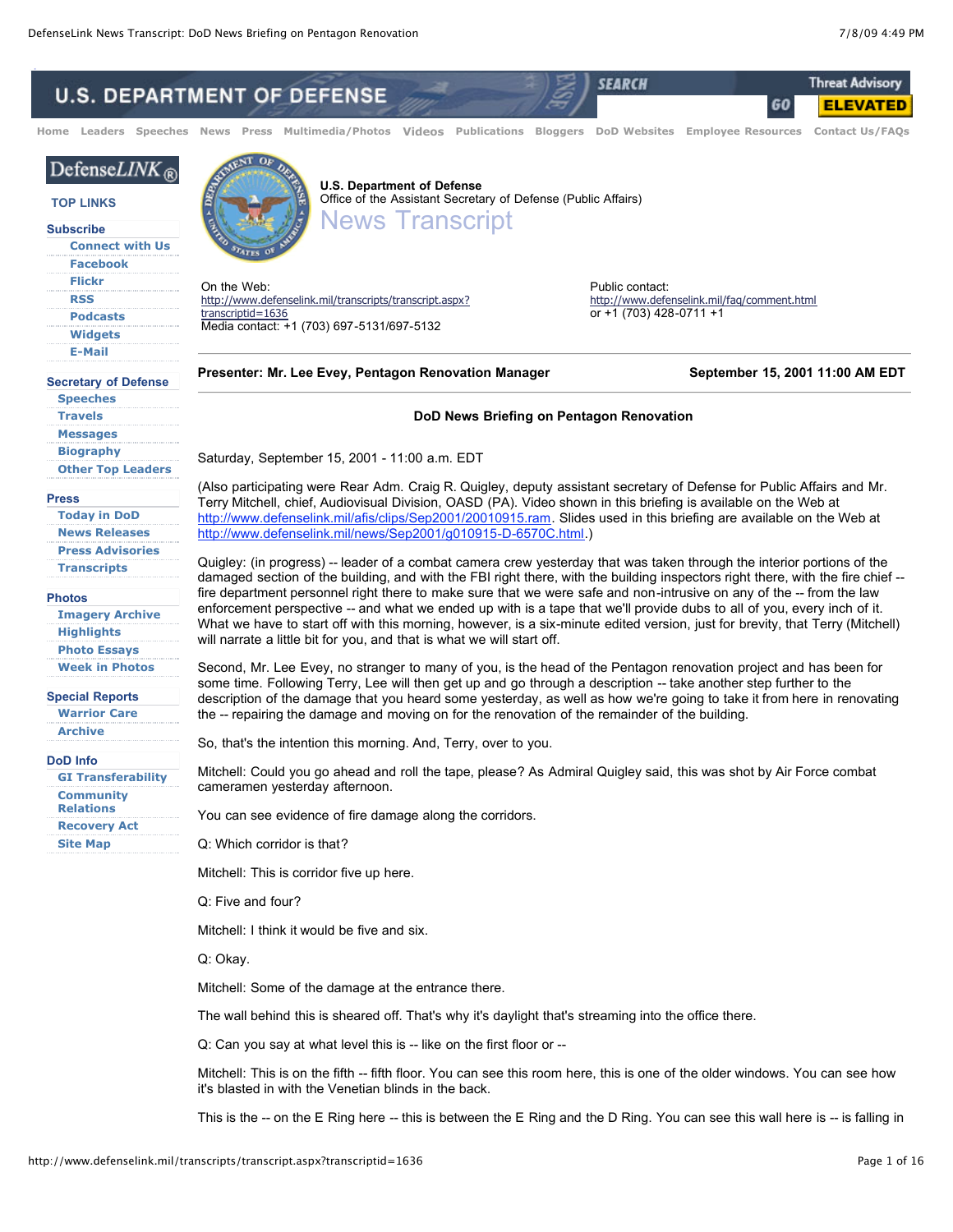**U.S. Department of Defense**
Office of the Assistant Secretary of Defense (Public Affairs)

# News Transcript

On the Web:
http://www.defenselink.mil/transcripts/transcript.aspx?transcriptid=1636
Media contact: +1 (703) 697-5131/697-5132

Public contact:
http://www.defenselink.mil/faq/comment.html
or +1 (703) 428-0711 +1

**Presenter: Mr. Lee Evey, Pentagon Renovation Manager** **September 15, 2001 11:00 AM EDT**

## DoD News Briefing on Pentagon Renovation

Saturday, September 15, 2001 - 11:00 a.m. EDT

(Also participating were Rear Adm. Craig R. Quigley, deputy assistant secretary of Defense for Public Affairs and Mr. Terry Mitchell, chief, Audiovisual Division, OASD (PA). Video shown in this briefing is available on the Web at http://www.defenselink.mil/afis/clips/Sep2001/20010915.ram. Slides used in this briefing are available on the Web at http://www.defenselink.mil/news/Sep2001/g010915-D-6570C.html.)

Quigley: (in progress) -- leader of a combat camera crew yesterday that was taken through the interior portions of the damaged section of the building, and with the FBI right there, with the building inspectors right there, with the fire chief -- fire department personnel right there to make sure that we were safe and non-intrusive on any of the -- from the law enforcement perspective -- and what we ended up with is a tape that we'll provide dubs to all of you, every inch of it. What we have to start off with this morning, however, is a six-minute edited version, just for brevity, that Terry (Mitchell) will narrate a little bit for you, and that is what we will start off.

Second, Mr. Lee Evey, no stranger to many of you, is the head of the Pentagon renovation project and has been for some time. Following Terry, Lee will then get up and go through a description -- take another step further to the description of the damage that you heard some yesterday, as well as how we're going to take it from here in renovating the -- repairing the damage and moving on for the renovation of the remainder of the building.

So, that's the intention this morning. And, Terry, over to you.

Mitchell: Could you go ahead and roll the tape, please? As Admiral Quigley said, this was shot by Air Force combat cameramen yesterday afternoon.

You can see evidence of fire damage along the corridors.

Q: Which corridor is that?

Mitchell: This is corridor five up here.

Q: Five and four?

Mitchell: I think it would be five and six.

Q: Okay.

Mitchell: Some of the damage at the entrance there.

The wall behind this is sheared off. That's why it's daylight that's streaming into the office there.

Q: Can you say at what level this is -- like on the first floor or --

Mitchell: This is on the fifth -- fifth floor. You can see this room here, this is one of the older windows. You can see how it's blasted in with the Venetian blinds in the back.

This is the -- on the E Ring here -- this is between the E Ring and the D Ring. You can see this wall here is -- is falling in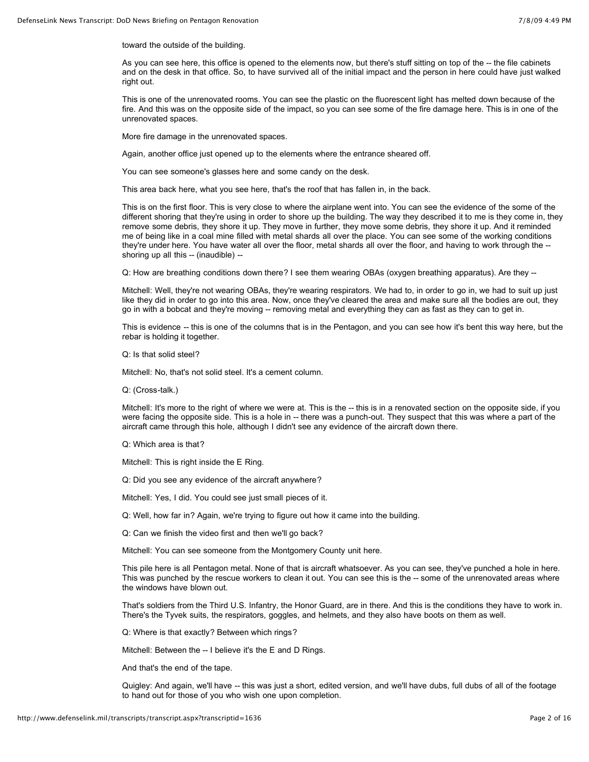toward the outside of the building.

As you can see here, this office is opened to the elements now, but there's stuff sitting on top of the -- the file cabinets and on the desk in that office. So, to have survived all of the initial impact and the person in here could have just walked right out.

This is one of the unrenovated rooms. You can see the plastic on the fluorescent light has melted down because of the fire. And this was on the opposite side of the impact, so you can see some of the fire damage here. This is in one of the unrenovated spaces.

More fire damage in the unrenovated spaces.

Again, another office just opened up to the elements where the entrance sheared off.

You can see someone's glasses here and some candy on the desk.

This area back here, what you see here, that's the roof that has fallen in, in the back.

This is on the first floor. This is very close to where the airplane went into. You can see the evidence of the some of the different shoring that they're using in order to shore up the building. The way they described it to me is they come in, they remove some debris, they shore it up. They move in further, they move some debris, they shore it up. And it reminded me of being like in a coal mine filled with metal shards all over the place. You can see some of the working conditions they're under here. You have water all over the floor, metal shards all over the floor, and having to work through the -- shoring up all this -- (inaudible) --

Q: How are breathing conditions down there? I see them wearing OBAs (oxygen breathing apparatus). Are they --

Mitchell: Well, they're not wearing OBAs, they're wearing respirators. We had to, in order to go in, we had to suit up just like they did in order to go into this area. Now, once they've cleared the area and make sure all the bodies are out, they go in with a bobcat and they're moving -- removing metal and everything they can as fast as they can to get in.

This is evidence -- this is one of the columns that is in the Pentagon, and you can see how it's bent this way here, but the rebar is holding it together.

Q: Is that solid steel?

Mitchell: No, that's not solid steel. It's a cement column.

Q: (Cross-talk.)

Mitchell: It's more to the right of where we were at. This is the -- this is in a renovated section on the opposite side, if you were facing the opposite side. This is a hole in -- there was a punch-out. They suspect that this was where a part of the aircraft came through this hole, although I didn't see any evidence of the aircraft down there.

Q: Which area is that?

Mitchell: This is right inside the E Ring.

Q: Did you see any evidence of the aircraft anywhere?

Mitchell: Yes, I did. You could see just small pieces of it.

Q: Well, how far in? Again, we're trying to figure out how it came into the building.

Q: Can we finish the video first and then we'll go back?

Mitchell: You can see someone from the Montgomery County unit here.

This pile here is all Pentagon metal. None of that is aircraft whatsoever. As you can see, they've punched a hole in here. This was punched by the rescue workers to clean it out. You can see this is the -- some of the unrenovated areas where the windows have blown out.

That's soldiers from the Third U.S. Infantry, the Honor Guard, are in there. And this is the conditions they have to work in. There's the Tyvek suits, the respirators, goggles, and helmets, and they also have boots on them as well.

Q: Where is that exactly? Between which rings?

Mitchell: Between the -- I believe it's the E and D Rings.

And that's the end of the tape.

Quigley: And again, we'll have -- this was just a short, edited version, and we'll have dubs, full dubs of all of the footage to hand out for those of you who wish one upon completion.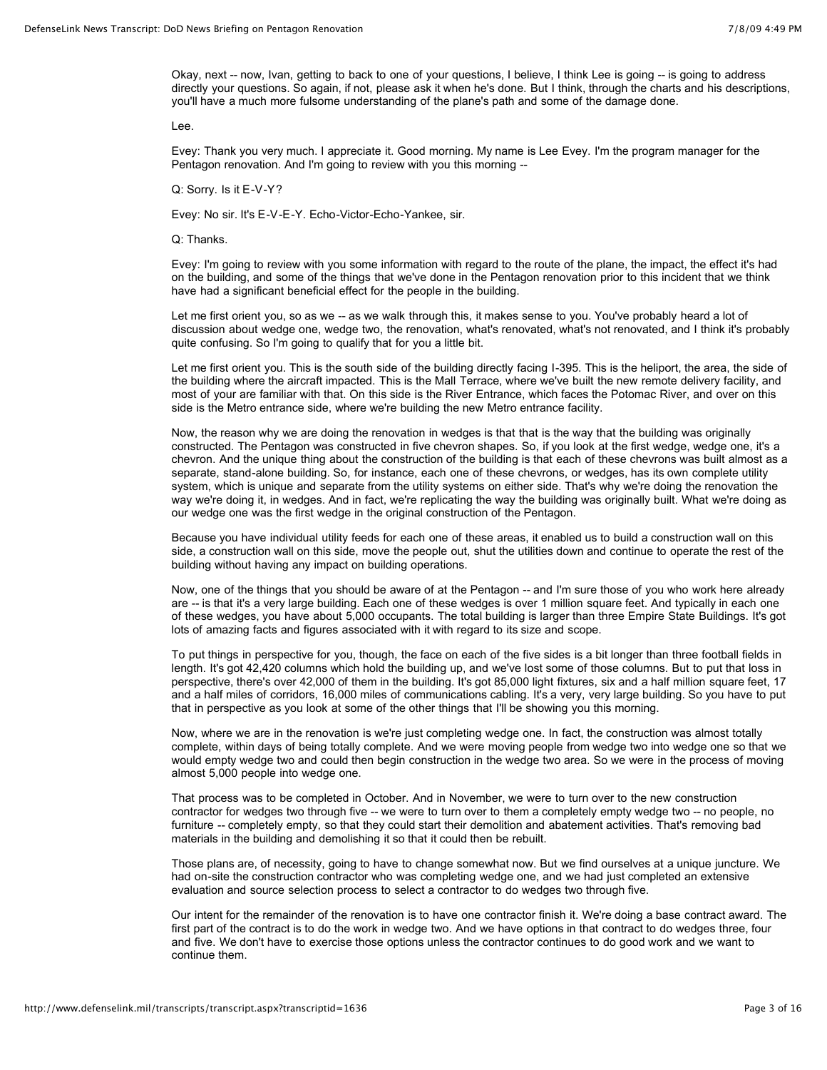Okay, next -- now, Ivan, getting to back to one of your questions, I believe, I think Lee is going -- is going to address directly your questions. So again, if not, please ask it when he's done. But I think, through the charts and his descriptions, you'll have a much more fulsome understanding of the plane's path and some of the damage done.

Lee.

Evey: Thank you very much. I appreciate it. Good morning. My name is Lee Evey. I'm the program manager for the Pentagon renovation. And I'm going to review with you this morning --

Q: Sorry. Is it E-V-Y?

Evey: No sir. It's E-V-E-Y. Echo-Victor-Echo-Yankee, sir.

Q: Thanks.

Evey: I'm going to review with you some information with regard to the route of the plane, the impact, the effect it's had on the building, and some of the things that we've done in the Pentagon renovation prior to this incident that we think have had a significant beneficial effect for the people in the building.

Let me first orient you, so as we -- as we walk through this, it makes sense to you. You've probably heard a lot of discussion about wedge one, wedge two, the renovation, what's renovated, what's not renovated, and I think it's probably quite confusing. So I'm going to qualify that for you a little bit.

Let me first orient you. This is the south side of the building directly facing I-395. This is the heliport, the area, the side of the building where the aircraft impacted. This is the Mall Terrace, where we've built the new remote delivery facility, and most of your are familiar with that. On this side is the River Entrance, which faces the Potomac River, and over on this side is the Metro entrance side, where we're building the new Metro entrance facility.

Now, the reason why we are doing the renovation in wedges is that that is the way that the building was originally constructed. The Pentagon was constructed in five chevron shapes. So, if you look at the first wedge, wedge one, it's a chevron. And the unique thing about the construction of the building is that each of these chevrons was built almost as a separate, stand-alone building. So, for instance, each one of these chevrons, or wedges, has its own complete utility system, which is unique and separate from the utility systems on either side. That's why we're doing the renovation the way we're doing it, in wedges. And in fact, we're replicating the way the building was originally built. What we're doing as our wedge one was the first wedge in the original construction of the Pentagon.

Because you have individual utility feeds for each one of these areas, it enabled us to build a construction wall on this side, a construction wall on this side, move the people out, shut the utilities down and continue to operate the rest of the building without having any impact on building operations.

Now, one of the things that you should be aware of at the Pentagon -- and I'm sure those of you who work here already are -- is that it's a very large building. Each one of these wedges is over 1 million square feet. And typically in each one of these wedges, you have about 5,000 occupants. The total building is larger than three Empire State Buildings. It's got lots of amazing facts and figures associated with it with regard to its size and scope.

To put things in perspective for you, though, the face on each of the five sides is a bit longer than three football fields in length. It's got 42,420 columns which hold the building up, and we've lost some of those columns. But to put that loss in perspective, there's over 42,000 of them in the building. It's got 85,000 light fixtures, six and a half million square feet, 17 and a half miles of corridors, 16,000 miles of communications cabling. It's a very, very large building. So you have to put that in perspective as you look at some of the other things that I'll be showing you this morning.

Now, where we are in the renovation is we're just completing wedge one. In fact, the construction was almost totally complete, within days of being totally complete. And we were moving people from wedge two into wedge one so that we would empty wedge two and could then begin construction in the wedge two area. So we were in the process of moving almost 5,000 people into wedge one.

That process was to be completed in October. And in November, we were to turn over to the new construction contractor for wedges two through five -- we were to turn over to them a completely empty wedge two -- no people, no furniture -- completely empty, so that they could start their demolition and abatement activities. That's removing bad materials in the building and demolishing it so that it could then be rebuilt.

Those plans are, of necessity, going to have to change somewhat now. But we find ourselves at a unique juncture. We had on-site the construction contractor who was completing wedge one, and we had just completed an extensive evaluation and source selection process to select a contractor to do wedges two through five.

Our intent for the remainder of the renovation is to have one contractor finish it. We're doing a base contract award. The first part of the contract is to do the work in wedge two. And we have options in that contract to do wedges three, four and five. We don't have to exercise those options unless the contractor continues to do good work and we want to continue them.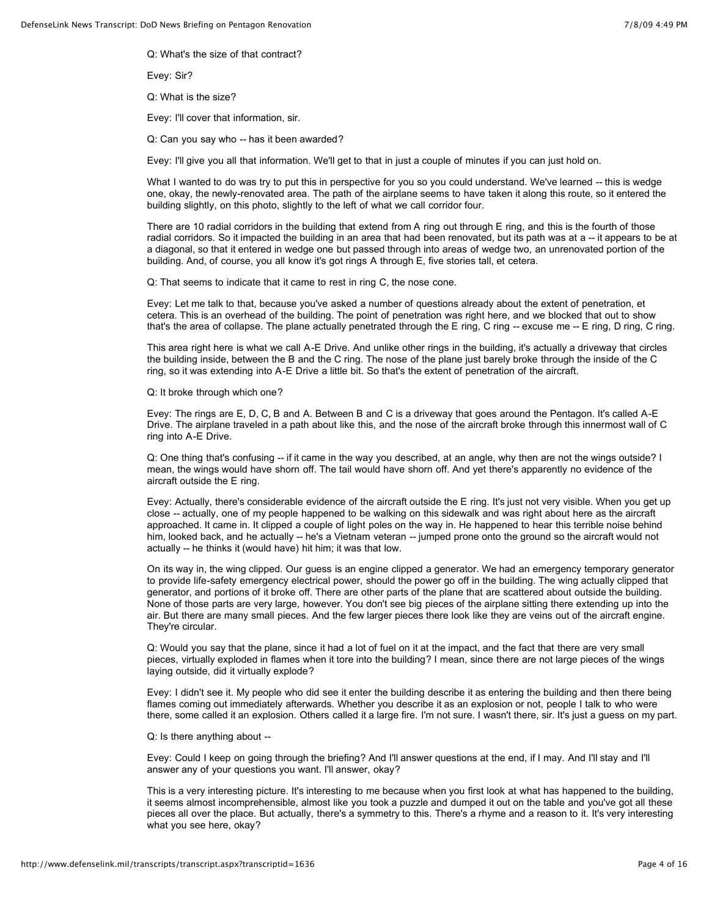Q: What's the size of that contract?

Evey: Sir?

Q: What is the size?

Evey: I'll cover that information, sir.

Q: Can you say who -- has it been awarded?

Evey: I'll give you all that information. We'll get to that in just a couple of minutes if you can just hold on.

What I wanted to do was try to put this in perspective for you so you could understand. We've learned -- this is wedge one, okay, the newly-renovated area. The path of the airplane seems to have taken it along this route, so it entered the building slightly, on this photo, slightly to the left of what we call corridor four.

There are 10 radial corridors in the building that extend from A ring out through E ring, and this is the fourth of those radial corridors. So it impacted the building in an area that had been renovated, but its path was at a -- it appears to be at a diagonal, so that it entered in wedge one but passed through into areas of wedge two, an unrenovated portion of the building. And, of course, you all know it's got rings A through E, five stories tall, et cetera.

Q: That seems to indicate that it came to rest in ring C, the nose cone.

Evey: Let me talk to that, because you've asked a number of questions already about the extent of penetration, et cetera. This is an overhead of the building. The point of penetration was right here, and we blocked that out to show that's the area of collapse. The plane actually penetrated through the E ring, C ring -- excuse me -- E ring, D ring, C ring.

This area right here is what we call A-E Drive. And unlike other rings in the building, it's actually a driveway that circles the building inside, between the B and the C ring. The nose of the plane just barely broke through the inside of the C ring, so it was extending into A-E Drive a little bit. So that's the extent of penetration of the aircraft.

Q: It broke through which one?

Evey: The rings are E, D, C, B and A. Between B and C is a driveway that goes around the Pentagon. It's called A-E Drive. The airplane traveled in a path about like this, and the nose of the aircraft broke through this innermost wall of C ring into A-E Drive.

Q: One thing that's confusing -- if it came in the way you described, at an angle, why then are not the wings outside? I mean, the wings would have shorn off. The tail would have shorn off. And yet there's apparently no evidence of the aircraft outside the E ring.

Evey: Actually, there's considerable evidence of the aircraft outside the E ring. It's just not very visible. When you get up close -- actually, one of my people happened to be walking on this sidewalk and was right about here as the aircraft approached. It came in. It clipped a couple of light poles on the way in. He happened to hear this terrible noise behind him, looked back, and he actually -- he's a Vietnam veteran -- jumped prone onto the ground so the aircraft would not actually -- he thinks it (would have) hit him; it was that low.

On its way in, the wing clipped. Our guess is an engine clipped a generator. We had an emergency temporary generator to provide life-safety emergency electrical power, should the power go off in the building. The wing actually clipped that generator, and portions of it broke off. There are other parts of the plane that are scattered about outside the building. None of those parts are very large, however. You don't see big pieces of the airplane sitting there extending up into the air. But there are many small pieces. And the few larger pieces there look like they are veins out of the aircraft engine. They're circular.

Q: Would you say that the plane, since it had a lot of fuel on it at the impact, and the fact that there are very small pieces, virtually exploded in flames when it tore into the building? I mean, since there are not large pieces of the wings laying outside, did it virtually explode?

Evey: I didn't see it. My people who did see it enter the building describe it as entering the building and then there being flames coming out immediately afterwards. Whether you describe it as an explosion or not, people I talk to who were there, some called it an explosion. Others called it a large fire. I'm not sure. I wasn't there, sir. It's just a guess on my part.

Q: Is there anything about --

Evey: Could I keep on going through the briefing? And I'll answer questions at the end, if I may. And I'll stay and I'll answer any of your questions you want. I'll answer, okay?

This is a very interesting picture. It's interesting to me because when you first look at what has happened to the building, it seems almost incomprehensible, almost like you took a puzzle and dumped it out on the table and you've got all these pieces all over the place. But actually, there's a symmetry to this. There's a rhyme and a reason to it. It's very interesting what you see here, okay?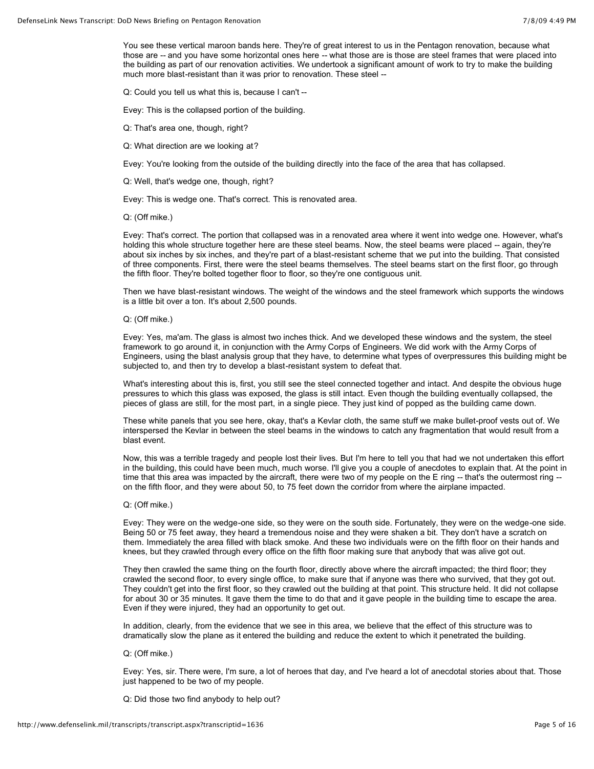You see these vertical maroon bands here. They're of great interest to us in the Pentagon renovation, because what those are -- and you have some horizontal ones here -- what those are is those are steel frames that were placed into the building as part of our renovation activities. We undertook a significant amount of work to try to make the building much more blast-resistant than it was prior to renovation. These steel --

Q: Could you tell us what this is, because I can't --

Evey: This is the collapsed portion of the building.

Q: That's area one, though, right?

Q: What direction are we looking at?

Evey: You're looking from the outside of the building directly into the face of the area that has collapsed.

Q: Well, that's wedge one, though, right?

Evey: This is wedge one. That's correct. This is renovated area.

Q: (Off mike.)

Evey: That's correct. The portion that collapsed was in a renovated area where it went into wedge one. However, what's holding this whole structure together here are these steel beams. Now, the steel beams were placed -- again, they're about six inches by six inches, and they're part of a blast-resistant scheme that we put into the building. That consisted of three components. First, there were the steel beams themselves. The steel beams start on the first floor, go through the fifth floor. They're bolted together floor to floor, so they're one contiguous unit.

Then we have blast-resistant windows. The weight of the windows and the steel framework which supports the windows is a little bit over a ton. It's about 2,500 pounds.

Q: (Off mike.)

Evey: Yes, ma'am. The glass is almost two inches thick. And we developed these windows and the system, the steel framework to go around it, in conjunction with the Army Corps of Engineers. We did work with the Army Corps of Engineers, using the blast analysis group that they have, to determine what types of overpressures this building might be subjected to, and then try to develop a blast-resistant system to defeat that.

What's interesting about this is, first, you still see the steel connected together and intact. And despite the obvious huge pressures to which this glass was exposed, the glass is still intact. Even though the building eventually collapsed, the pieces of glass are still, for the most part, in a single piece. They just kind of popped as the building came down.

These white panels that you see here, okay, that's a Kevlar cloth, the same stuff we make bullet-proof vests out of. We interspersed the Kevlar in between the steel beams in the windows to catch any fragmentation that would result from a blast event.

Now, this was a terrible tragedy and people lost their lives. But I'm here to tell you that had we not undertaken this effort in the building, this could have been much, much worse. I'll give you a couple of anecdotes to explain that. At the point in time that this area was impacted by the aircraft, there were two of my people on the E ring -- that's the outermost ring -- on the fifth floor, and they were about 50, to 75 feet down the corridor from where the airplane impacted.

Q: (Off mike.)

Evey: They were on the wedge-one side, so they were on the south side. Fortunately, they were on the wedge-one side. Being 50 or 75 feet away, they heard a tremendous noise and they were shaken a bit. They don't have a scratch on them. Immediately the area filled with black smoke. And these two individuals were on the fifth floor on their hands and knees, but they crawled through every office on the fifth floor making sure that anybody that was alive got out.

They then crawled the same thing on the fourth floor, directly above where the aircraft impacted; the third floor; they crawled the second floor, to every single office, to make sure that if anyone was there who survived, that they got out. They couldn't get into the first floor, so they crawled out the building at that point. This structure held. It did not collapse for about 30 or 35 minutes. It gave them the time to do that and it gave people in the building time to escape the area. Even if they were injured, they had an opportunity to get out.

In addition, clearly, from the evidence that we see in this area, we believe that the effect of this structure was to dramatically slow the plane as it entered the building and reduce the extent to which it penetrated the building.

Q: (Off mike.)

Evey: Yes, sir. There were, I'm sure, a lot of heroes that day, and I've heard a lot of anecdotal stories about that. Those just happened to be two of my people.

Q: Did those two find anybody to help out?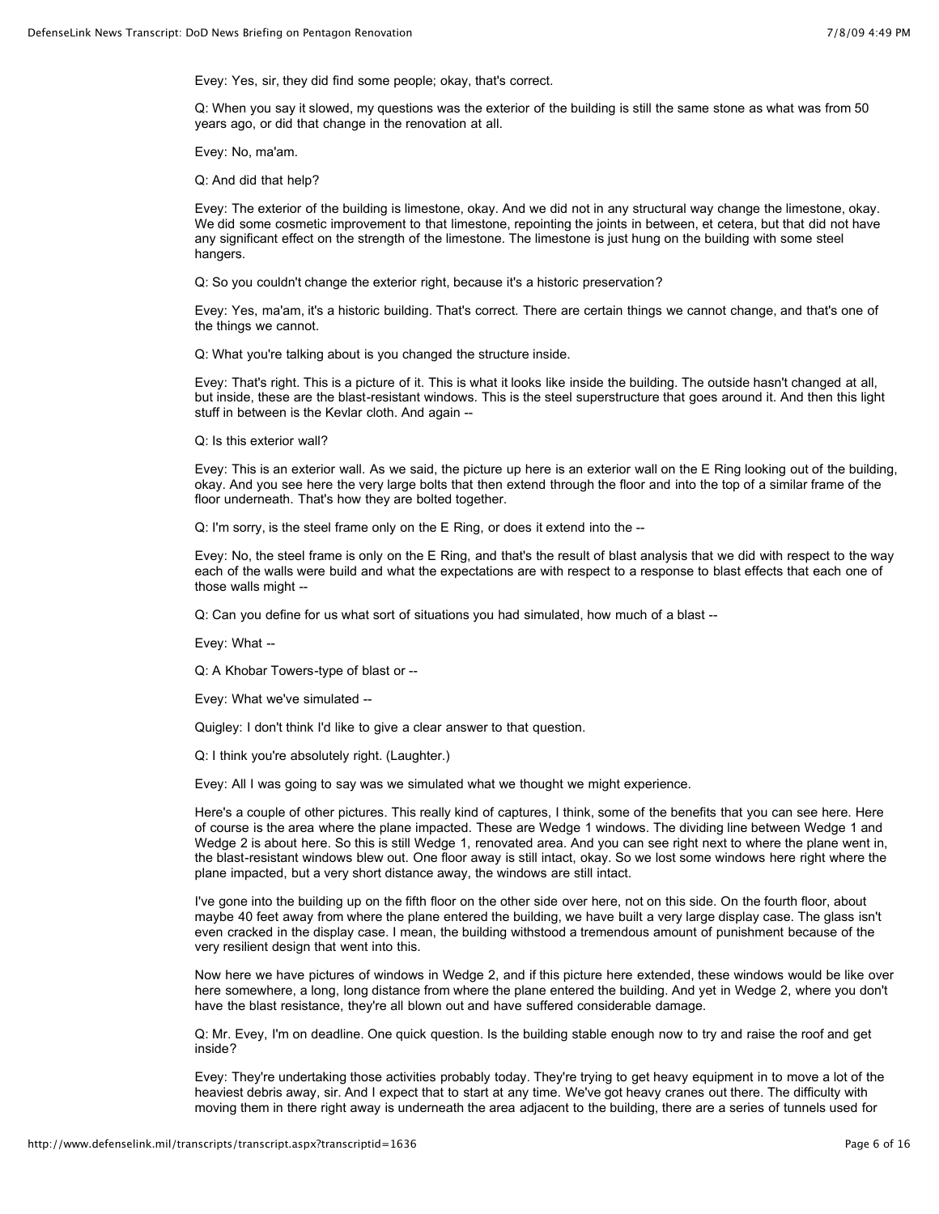Evey: Yes, sir, they did find some people; okay, that's correct.

Q: When you say it slowed, my questions was the exterior of the building is still the same stone as what was from 50 years ago, or did that change in the renovation at all.

Evey: No, ma'am.

Q: And did that help?

Evey: The exterior of the building is limestone, okay. And we did not in any structural way change the limestone, okay. We did some cosmetic improvement to that limestone, repointing the joints in between, et cetera, but that did not have any significant effect on the strength of the limestone. The limestone is just hung on the building with some steel hangers.

Q: So you couldn't change the exterior right, because it's a historic preservation?

Evey: Yes, ma'am, it's a historic building. That's correct. There are certain things we cannot change, and that's one of the things we cannot.

Q: What you're talking about is you changed the structure inside.

Evey: That's right. This is a picture of it. This is what it looks like inside the building. The outside hasn't changed at all, but inside, these are the blast-resistant windows. This is the steel superstructure that goes around it. And then this light stuff in between is the Kevlar cloth. And again --

Q: Is this exterior wall?

Evey: This is an exterior wall. As we said, the picture up here is an exterior wall on the E Ring looking out of the building, okay. And you see here the very large bolts that then extend through the floor and into the top of a similar frame of the floor underneath. That's how they are bolted together.

Q: I'm sorry, is the steel frame only on the E Ring, or does it extend into the --

Evey: No, the steel frame is only on the E Ring, and that's the result of blast analysis that we did with respect to the way each of the walls were build and what the expectations are with respect to a response to blast effects that each one of those walls might --

Q: Can you define for us what sort of situations you had simulated, how much of a blast --

Evey: What --

Q: A Khobar Towers-type of blast or --

Evey: What we've simulated --

Quigley: I don't think I'd like to give a clear answer to that question.

Q: I think you're absolutely right. (Laughter.)

Evey: All I was going to say was we simulated what we thought we might experience.

Here's a couple of other pictures. This really kind of captures, I think, some of the benefits that you can see here. Here of course is the area where the plane impacted. These are Wedge 1 windows. The dividing line between Wedge 1 and Wedge 2 is about here. So this is still Wedge 1, renovated area. And you can see right next to where the plane went in, the blast-resistant windows blew out. One floor away is still intact, okay. So we lost some windows here right where the plane impacted, but a very short distance away, the windows are still intact.

I've gone into the building up on the fifth floor on the other side over here, not on this side. On the fourth floor, about maybe 40 feet away from where the plane entered the building, we have built a very large display case. The glass isn't even cracked in the display case. I mean, the building withstood a tremendous amount of punishment because of the very resilient design that went into this.

Now here we have pictures of windows in Wedge 2, and if this picture here extended, these windows would be like over here somewhere, a long, long distance from where the plane entered the building. And yet in Wedge 2, where you don't have the blast resistance, they're all blown out and have suffered considerable damage.

Q: Mr. Evey, I'm on deadline. One quick question. Is the building stable enough now to try and raise the roof and get inside?

Evey: They're undertaking those activities probably today. They're trying to get heavy equipment in to move a lot of the heaviest debris away, sir. And I expect that to start at any time. We've got heavy cranes out there. The difficulty with moving them in there right away is underneath the area adjacent to the building, there are a series of tunnels used for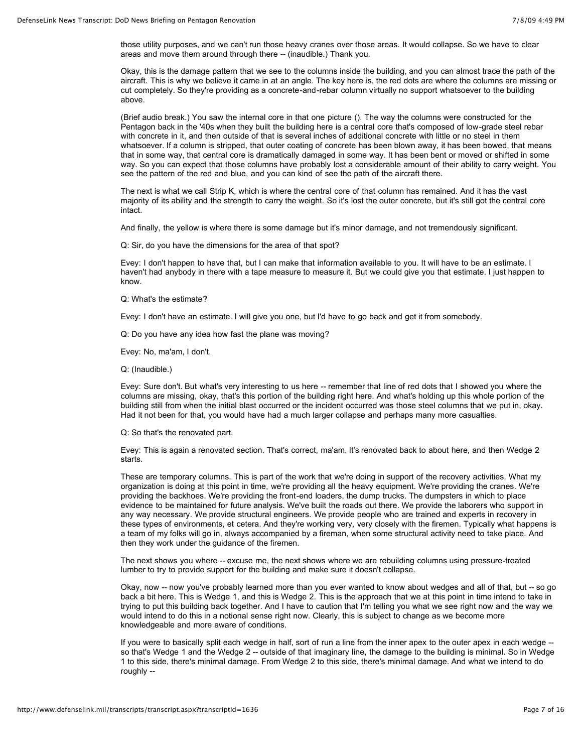those utility purposes, and we can't run those heavy cranes over those areas. It would collapse. So we have to clear areas and move them around through there -- (inaudible.) Thank you.

Okay, this is the damage pattern that we see to the columns inside the building, and you can almost trace the path of the aircraft. This is why we believe it came in at an angle. The key here is, the red dots are where the columns are missing or cut completely. So they're providing as a concrete-and-rebar column virtually no support whatsoever to the building above.

(Brief audio break.) You saw the internal core in that one picture (). The way the columns were constructed for the Pentagon back in the '40s when they built the building here is a central core that's composed of low-grade steel rebar with concrete in it, and then outside of that is several inches of additional concrete with little or no steel in them whatsoever. If a column is stripped, that outer coating of concrete has been blown away, it has been bowed, that means that in some way, that central core is dramatically damaged in some way. It has been bent or moved or shifted in some way. So you can expect that those columns have probably lost a considerable amount of their ability to carry weight. You see the pattern of the red and blue, and you can kind of see the path of the aircraft there.

The next is what we call Strip K, which is where the central core of that column has remained. And it has the vast majority of its ability and the strength to carry the weight. So it's lost the outer concrete, but it's still got the central core intact.

And finally, the yellow is where there is some damage but it's minor damage, and not tremendously significant.

Q: Sir, do you have the dimensions for the area of that spot?

Evey: I don't happen to have that, but I can make that information available to you. It will have to be an estimate. I haven't had anybody in there with a tape measure to measure it. But we could give you that estimate. I just happen to know.

Q: What's the estimate?

Evey: I don't have an estimate. I will give you one, but I'd have to go back and get it from somebody.

Q: Do you have any idea how fast the plane was moving?

Evey: No, ma'am, I don't.

Q: (Inaudible.)

Evey: Sure don't. But what's very interesting to us here -- remember that line of red dots that I showed you where the columns are missing, okay, that's this portion of the building right here. And what's holding up this whole portion of the building still from when the initial blast occurred or the incident occurred was those steel columns that we put in, okay. Had it not been for that, you would have had a much larger collapse and perhaps many more casualties.

Q: So that's the renovated part.

Evey: This is again a renovated section. That's correct, ma'am. It's renovated back to about here, and then Wedge 2 starts.

These are temporary columns. This is part of the work that we're doing in support of the recovery activities. What my organization is doing at this point in time, we're providing all the heavy equipment. We're providing the cranes. We're providing the backhoes. We're providing the front-end loaders, the dump trucks. The dumpsters in which to place evidence to be maintained for future analysis. We've built the roads out there. We provide the laborers who support in any way necessary. We provide structural engineers. We provide people who are trained and experts in recovery in these types of environments, et cetera. And they're working very, very closely with the firemen. Typically what happens is a team of my folks will go in, always accompanied by a fireman, when some structural activity need to take place. And then they work under the guidance of the firemen.

The next shows you where -- excuse me, the next shows where we are rebuilding columns using pressure-treated lumber to try to provide support for the building and make sure it doesn't collapse.

Okay, now -- now you've probably learned more than you ever wanted to know about wedges and all of that, but -- so go back a bit here. This is Wedge 1, and this is Wedge 2. This is the approach that we at this point in time intend to take in trying to put this building back together. And I have to caution that I'm telling you what we see right now and the way we would intend to do this in a notional sense right now. Clearly, this is subject to change as we become more knowledgeable and more aware of conditions.

If you were to basically split each wedge in half, sort of run a line from the inner apex to the outer apex in each wedge -- so that's Wedge 1 and the Wedge 2 -- outside of that imaginary line, the damage to the building is minimal. So in Wedge 1 to this side, there's minimal damage. From Wedge 2 to this side, there's minimal damage. And what we intend to do roughly --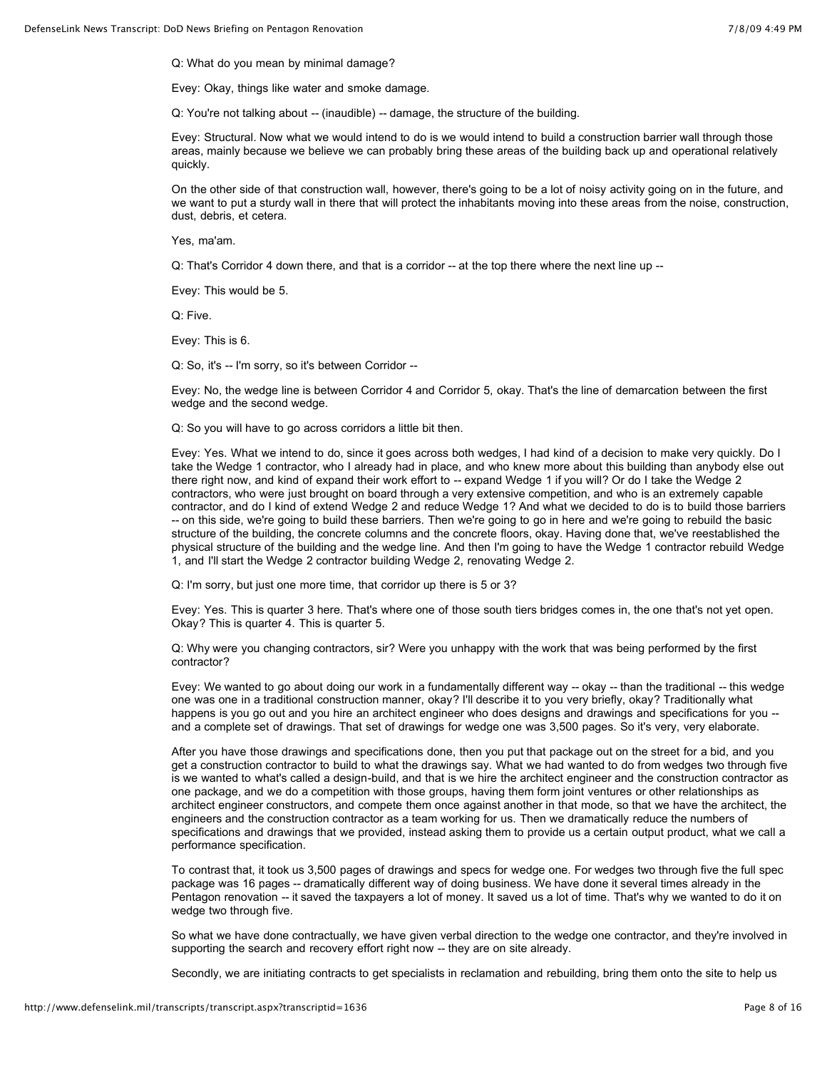Q: What do you mean by minimal damage?

Evey: Okay, things like water and smoke damage.

Q: You're not talking about -- (inaudible) -- damage, the structure of the building.

Evey: Structural. Now what we would intend to do is we would intend to build a construction barrier wall through those areas, mainly because we believe we can probably bring these areas of the building back up and operational relatively quickly.

On the other side of that construction wall, however, there's going to be a lot of noisy activity going on in the future, and we want to put a sturdy wall in there that will protect the inhabitants moving into these areas from the noise, construction, dust, debris, et cetera.

Yes, ma'am.

Q: That's Corridor 4 down there, and that is a corridor -- at the top there where the next line up --

Evey: This would be 5.

Q: Five.

Evey: This is 6.

Q: So, it's -- I'm sorry, so it's between Corridor --

Evey: No, the wedge line is between Corridor 4 and Corridor 5, okay. That's the line of demarcation between the first wedge and the second wedge.

Q: So you will have to go across corridors a little bit then.

Evey: Yes. What we intend to do, since it goes across both wedges, I had kind of a decision to make very quickly. Do I take the Wedge 1 contractor, who I already had in place, and who knew more about this building than anybody else out there right now, and kind of expand their work effort to -- expand Wedge 1 if you will? Or do I take the Wedge 2 contractors, who were just brought on board through a very extensive competition, and who is an extremely capable contractor, and do I kind of extend Wedge 2 and reduce Wedge 1? And what we decided to do is to build those barriers -- on this side, we're going to build these barriers. Then we're going to go in here and we're going to rebuild the basic structure of the building, the concrete columns and the concrete floors, okay. Having done that, we've reestablished the physical structure of the building and the wedge line. And then I'm going to have the Wedge 1 contractor rebuild Wedge 1, and I'll start the Wedge 2 contractor building Wedge 2, renovating Wedge 2.

Q: I'm sorry, but just one more time, that corridor up there is 5 or 3?

Evey: Yes. This is quarter 3 here. That's where one of those south tiers bridges comes in, the one that's not yet open. Okay? This is quarter 4. This is quarter 5.

Q: Why were you changing contractors, sir? Were you unhappy with the work that was being performed by the first contractor?

Evey: We wanted to go about doing our work in a fundamentally different way -- okay -- than the traditional -- this wedge one was one in a traditional construction manner, okay? I'll describe it to you very briefly, okay? Traditionally what happens is you go out and you hire an architect engineer who does designs and drawings and specifications for you -- and a complete set of drawings. That set of drawings for wedge one was 3,500 pages. So it's very, very elaborate.

After you have those drawings and specifications done, then you put that package out on the street for a bid, and you get a construction contractor to build to what the drawings say. What we had wanted to do from wedges two through five is we wanted to what's called a design-build, and that is we hire the architect engineer and the construction contractor as one package, and we do a competition with those groups, having them form joint ventures or other relationships as architect engineer constructors, and compete them once against another in that mode, so that we have the architect, the engineers and the construction contractor as a team working for us. Then we dramatically reduce the numbers of specifications and drawings that we provided, instead asking them to provide us a certain output product, what we call a performance specification.

To contrast that, it took us 3,500 pages of drawings and specs for wedge one. For wedges two through five the full spec package was 16 pages -- dramatically different way of doing business. We have done it several times already in the Pentagon renovation -- it saved the taxpayers a lot of money. It saved us a lot of time. That's why we wanted to do it on wedge two through five.

So what we have done contractually, we have given verbal direction to the wedge one contractor, and they're involved in supporting the search and recovery effort right now -- they are on site already.

Secondly, we are initiating contracts to get specialists in reclamation and rebuilding, bring them onto the site to help us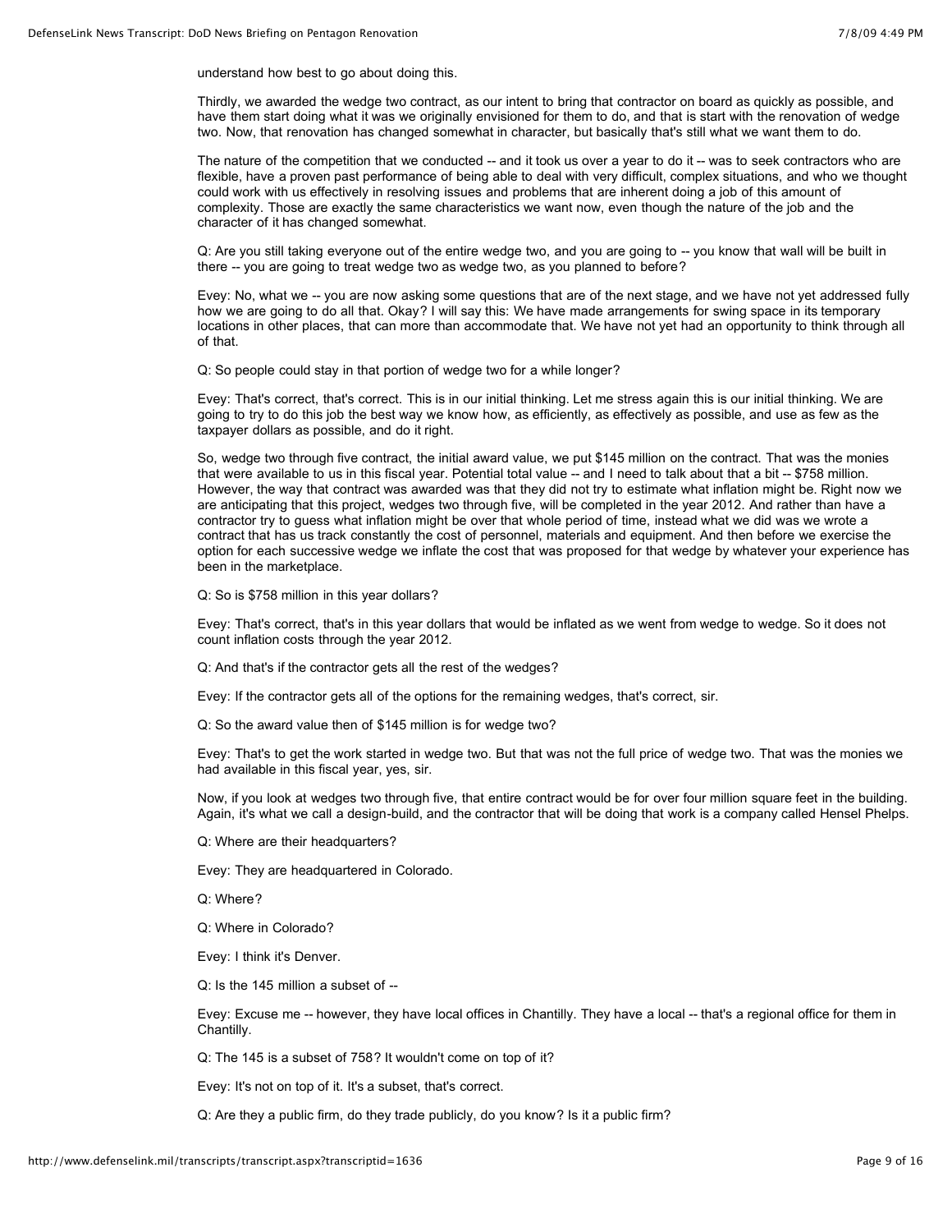understand how best to go about doing this.

Thirdly, we awarded the wedge two contract, as our intent to bring that contractor on board as quickly as possible, and have them start doing what it was we originally envisioned for them to do, and that is start with the renovation of wedge two. Now, that renovation has changed somewhat in character, but basically that's still what we want them to do.

The nature of the competition that we conducted -- and it took us over a year to do it -- was to seek contractors who are flexible, have a proven past performance of being able to deal with very difficult, complex situations, and who we thought could work with us effectively in resolving issues and problems that are inherent doing a job of this amount of complexity. Those are exactly the same characteristics we want now, even though the nature of the job and the character of it has changed somewhat.

Q: Are you still taking everyone out of the entire wedge two, and you are going to -- you know that wall will be built in there -- you are going to treat wedge two as wedge two, as you planned to before?

Evey: No, what we -- you are now asking some questions that are of the next stage, and we have not yet addressed fully how we are going to do all that. Okay? I will say this: We have made arrangements for swing space in its temporary locations in other places, that can more than accommodate that. We have not yet had an opportunity to think through all of that.

Q: So people could stay in that portion of wedge two for a while longer?

Evey: That's correct, that's correct. This is in our initial thinking. Let me stress again this is our initial thinking. We are going to try to do this job the best way we know how, as efficiently, as effectively as possible, and use as few as the taxpayer dollars as possible, and do it right.

So, wedge two through five contract, the initial award value, we put $145 million on the contract. That was the monies that were available to us in this fiscal year. Potential total value -- and I need to talk about that a bit -- $758 million. However, the way that contract was awarded was that they did not try to estimate what inflation might be. Right now we are anticipating that this project, wedges two through five, will be completed in the year 2012. And rather than have a contractor try to guess what inflation might be over that whole period of time, instead what we did was we wrote a contract that has us track constantly the cost of personnel, materials and equipment. And then before we exercise the option for each successive wedge we inflate the cost that was proposed for that wedge by whatever your experience has been in the marketplace.

Q: So is $758 million in this year dollars?

Evey: That's correct, that's in this year dollars that would be inflated as we went from wedge to wedge. So it does not count inflation costs through the year 2012.

Q: And that's if the contractor gets all the rest of the wedges?

Evey: If the contractor gets all of the options for the remaining wedges, that's correct, sir.

Q: So the award value then of $145 million is for wedge two?

Evey: That's to get the work started in wedge two. But that was not the full price of wedge two. That was the monies we had available in this fiscal year, yes, sir.

Now, if you look at wedges two through five, that entire contract would be for over four million square feet in the building. Again, it's what we call a design-build, and the contractor that will be doing that work is a company called Hensel Phelps.

Q: Where are their headquarters?

Evey: They are headquartered in Colorado.

Q: Where?

Q: Where in Colorado?

Evey: I think it's Denver.

Q: Is the 145 million a subset of --

Evey: Excuse me -- however, they have local offices in Chantilly. They have a local -- that's a regional office for them in Chantilly.

Q: The 145 is a subset of 758? It wouldn't come on top of it?

Evey: It's not on top of it. It's a subset, that's correct.

Q: Are they a public firm, do they trade publicly, do you know? Is it a public firm?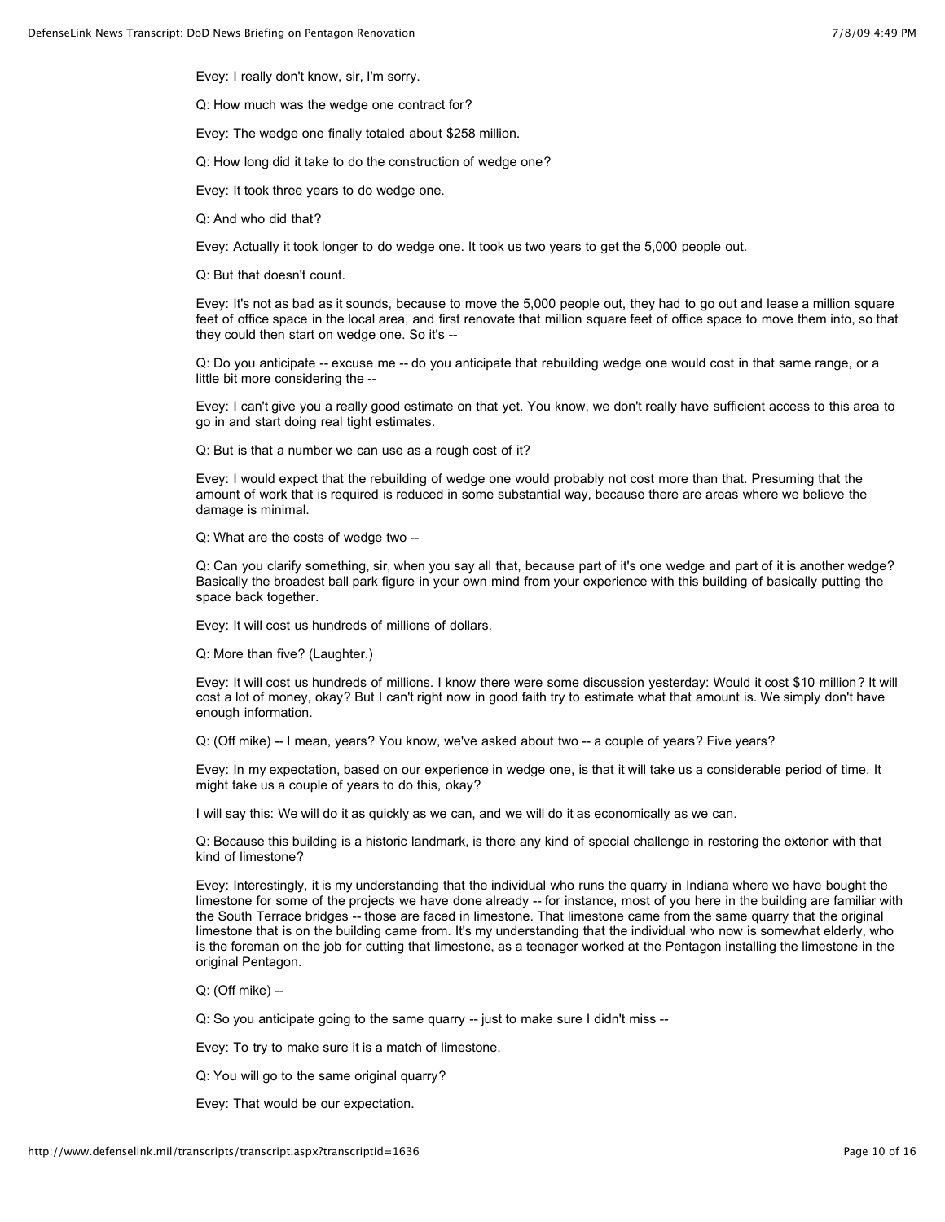Evey: I really don't know, sir, I'm sorry.

Q: How much was the wedge one contract for?

Evey: The wedge one finally totaled about $258 million.

Q: How long did it take to do the construction of wedge one?

Evey: It took three years to do wedge one.

Q: And who did that?

Evey: Actually it took longer to do wedge one. It took us two years to get the 5,000 people out.

Q: But that doesn't count.

Evey: It's not as bad as it sounds, because to move the 5,000 people out, they had to go out and lease a million square feet of office space in the local area, and first renovate that million square feet of office space to move them into, so that they could then start on wedge one. So it's --

Q: Do you anticipate -- excuse me -- do you anticipate that rebuilding wedge one would cost in that same range, or a little bit more considering the --

Evey: I can't give you a really good estimate on that yet. You know, we don't really have sufficient access to this area to go in and start doing real tight estimates.

Q: But is that a number we can use as a rough cost of it?

Evey: I would expect that the rebuilding of wedge one would probably not cost more than that. Presuming that the amount of work that is required is reduced in some substantial way, because there are areas where we believe the damage is minimal.

Q: What are the costs of wedge two --

Q: Can you clarify something, sir, when you say all that, because part of it's one wedge and part of it is another wedge? Basically the broadest ball park figure in your own mind from your experience with this building of basically putting the space back together.

Evey: It will cost us hundreds of millions of dollars.

Q: More than five? (Laughter.)

Evey: It will cost us hundreds of millions. I know there were some discussion yesterday: Would it cost $10 million? It will cost a lot of money, okay? But I can't right now in good faith try to estimate what that amount is. We simply don't have enough information.

Q: (Off mike) -- I mean, years? You know, we've asked about two -- a couple of years? Five years?

Evey: In my expectation, based on our experience in wedge one, is that it will take us a considerable period of time. It might take us a couple of years to do this, okay?

I will say this: We will do it as quickly as we can, and we will do it as economically as we can.

Q: Because this building is a historic landmark, is there any kind of special challenge in restoring the exterior with that kind of limestone?

Evey: Interestingly, it is my understanding that the individual who runs the quarry in Indiana where we have bought the limestone for some of the projects we have done already -- for instance, most of you here in the building are familiar with the South Terrace bridges -- those are faced in limestone. That limestone came from the same quarry that the original limestone that is on the building came from. It's my understanding that the individual who now is somewhat elderly, who is the foreman on the job for cutting that limestone, as a teenager worked at the Pentagon installing the limestone in the original Pentagon.

Q: (Off mike) --

Q: So you anticipate going to the same quarry -- just to make sure I didn't miss --

Evey: To try to make sure it is a match of limestone.

Q: You will go to the same original quarry?

Evey: That would be our expectation.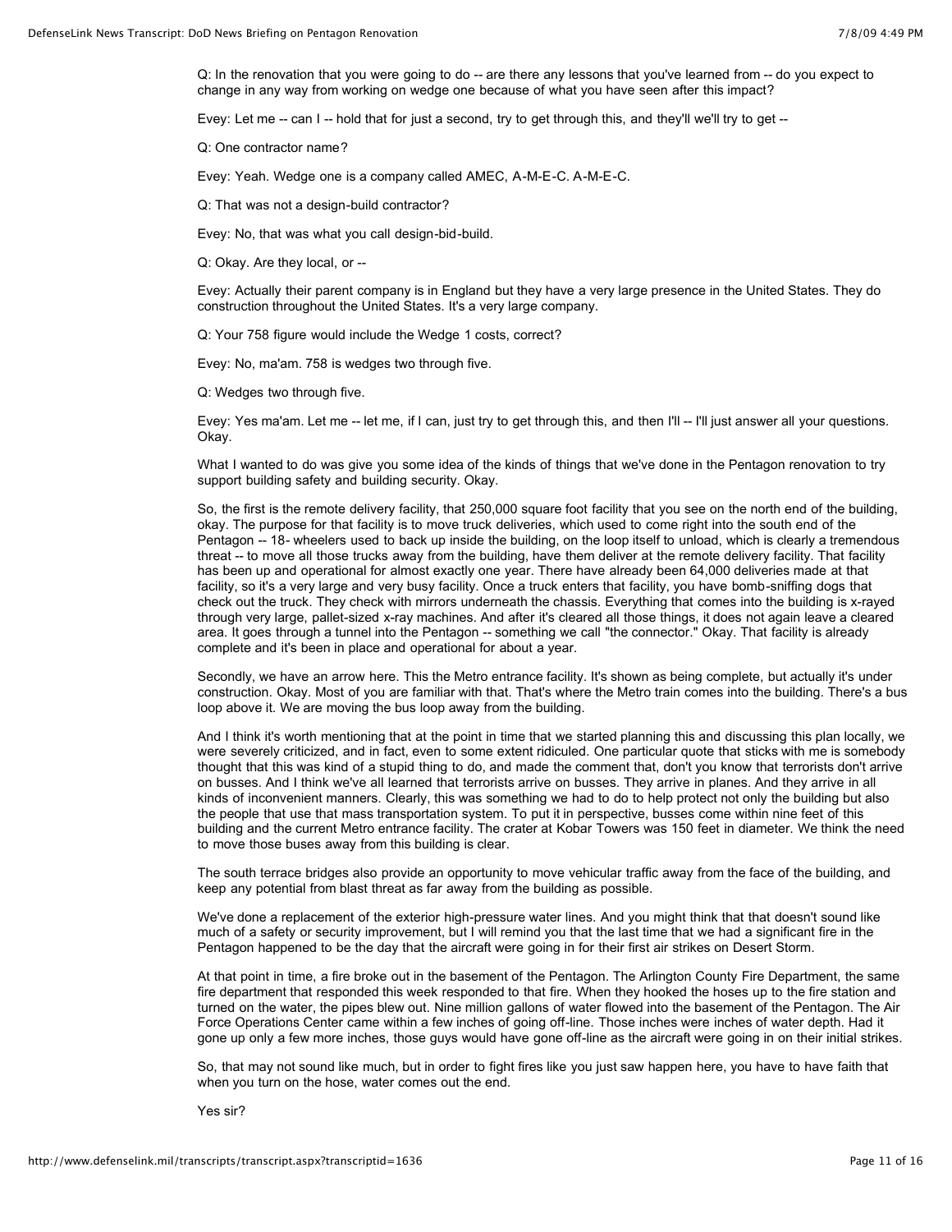Q: In the renovation that you were going to do -- are there any lessons that you've learned from -- do you expect to change in any way from working on wedge one because of what you have seen after this impact?

Evey: Let me -- can I -- hold that for just a second, try to get through this, and they'll we'll try to get --

Q: One contractor name?

Evey: Yeah. Wedge one is a company called AMEC, A-M-E-C. A-M-E-C.

Q: That was not a design-build contractor?

Evey: No, that was what you call design-bid-build.

Q: Okay. Are they local, or --

Evey: Actually their parent company is in England but they have a very large presence in the United States. They do construction throughout the United States. It's a very large company.

Q: Your 758 figure would include the Wedge 1 costs, correct?

Evey: No, ma'am. 758 is wedges two through five.

Q: Wedges two through five.

Evey: Yes ma'am. Let me -- let me, if I can, just try to get through this, and then I'll -- I'll just answer all your questions. Okay.

What I wanted to do was give you some idea of the kinds of things that we've done in the Pentagon renovation to try support building safety and building security. Okay.

So, the first is the remote delivery facility, that 250,000 square foot facility that you see on the north end of the building, okay. The purpose for that facility is to move truck deliveries, which used to come right into the south end of the Pentagon -- 18- wheelers used to back up inside the building, on the loop itself to unload, which is clearly a tremendous threat -- to move all those trucks away from the building, have them deliver at the remote delivery facility. That facility has been up and operational for almost exactly one year. There have already been 64,000 deliveries made at that facility, so it's a very large and very busy facility. Once a truck enters that facility, you have bomb-sniffing dogs that check out the truck. They check with mirrors underneath the chassis. Everything that comes into the building is x-rayed through very large, pallet-sized x-ray machines. And after it's cleared all those things, it does not again leave a cleared area. It goes through a tunnel into the Pentagon -- something we call "the connector." Okay. That facility is already complete and it's been in place and operational for about a year.

Secondly, we have an arrow here. This the Metro entrance facility. It's shown as being complete, but actually it's under construction. Okay. Most of you are familiar with that. That's where the Metro train comes into the building. There's a bus loop above it. We are moving the bus loop away from the building.

And I think it's worth mentioning that at the point in time that we started planning this and discussing this plan locally, we were severely criticized, and in fact, even to some extent ridiculed. One particular quote that sticks with me is somebody thought that this was kind of a stupid thing to do, and made the comment that, don't you know that terrorists don't arrive on busses. And I think we've all learned that terrorists arrive on busses. They arrive in planes. And they arrive in all kinds of inconvenient manners. Clearly, this was something we had to do to help protect not only the building but also the people that use that mass transportation system. To put it in perspective, busses come within nine feet of this building and the current Metro entrance facility. The crater at Kobar Towers was 150 feet in diameter. We think the need to move those buses away from this building is clear.

The south terrace bridges also provide an opportunity to move vehicular traffic away from the face of the building, and keep any potential from blast threat as far away from the building as possible.

We've done a replacement of the exterior high-pressure water lines. And you might think that that doesn't sound like much of a safety or security improvement, but I will remind you that the last time that we had a significant fire in the Pentagon happened to be the day that the aircraft were going in for their first air strikes on Desert Storm.

At that point in time, a fire broke out in the basement of the Pentagon. The Arlington County Fire Department, the same fire department that responded this week responded to that fire. When they hooked the hoses up to the fire station and turned on the water, the pipes blew out. Nine million gallons of water flowed into the basement of the Pentagon. The Air Force Operations Center came within a few inches of going off-line. Those inches were inches of water depth. Had it gone up only a few more inches, those guys would have gone off-line as the aircraft were going in on their initial strikes.

So, that may not sound like much, but in order to fight fires like you just saw happen here, you have to have faith that when you turn on the hose, water comes out the end.

Yes sir?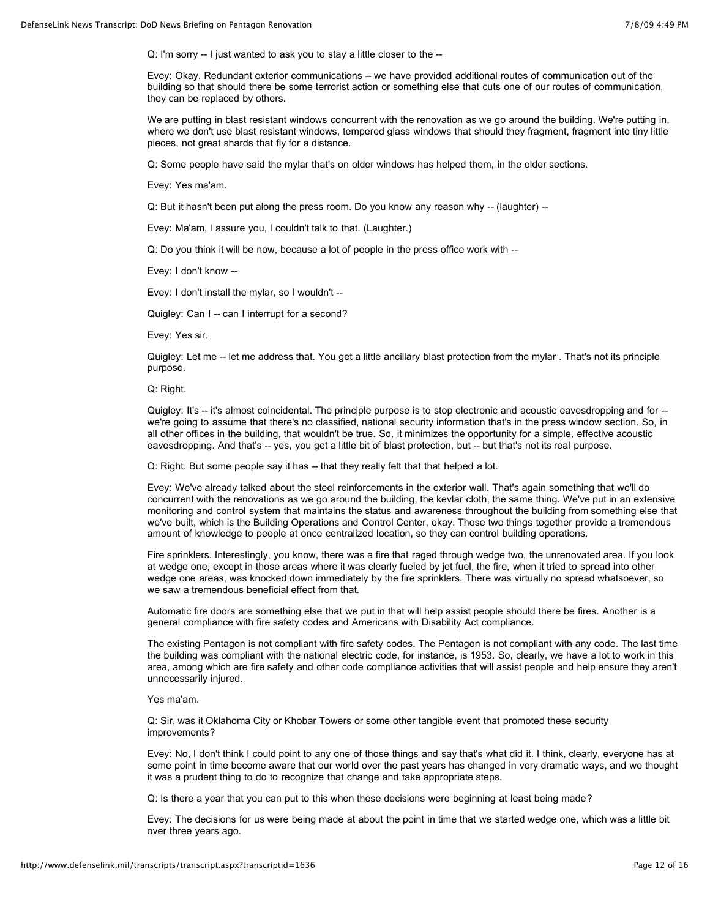Q: I'm sorry -- I just wanted to ask you to stay a little closer to the --

Evey: Okay. Redundant exterior communications -- we have provided additional routes of communication out of the building so that should there be some terrorist action or something else that cuts one of our routes of communication, they can be replaced by others.

We are putting in blast resistant windows concurrent with the renovation as we go around the building. We're putting in, where we don't use blast resistant windows, tempered glass windows that should they fragment, fragment into tiny little pieces, not great shards that fly for a distance.

Q: Some people have said the mylar that's on older windows has helped them, in the older sections.

Evey: Yes ma'am.

Q: But it hasn't been put along the press room. Do you know any reason why -- (laughter) --

Evey: Ma'am, I assure you, I couldn't talk to that. (Laughter.)

Q: Do you think it will be now, because a lot of people in the press office work with --

Evey: I don't know --

Evey: I don't install the mylar, so I wouldn't --

Quigley: Can I -- can I interrupt for a second?

Evey: Yes sir.

Quigley: Let me -- let me address that. You get a little ancillary blast protection from the mylar . That's not its principle purpose.

Q: Right.

Quigley: It's -- it's almost coincidental. The principle purpose is to stop electronic and acoustic eavesdropping and for -- we're going to assume that there's no classified, national security information that's in the press window section. So, in all other offices in the building, that wouldn't be true. So, it minimizes the opportunity for a simple, effective acoustic eavesdropping. And that's -- yes, you get a little bit of blast protection, but -- but that's not its real purpose.

Q: Right. But some people say it has -- that they really felt that that helped a lot.

Evey: We've already talked about the steel reinforcements in the exterior wall. That's again something that we'll do concurrent with the renovations as we go around the building, the kevlar cloth, the same thing. We've put in an extensive monitoring and control system that maintains the status and awareness throughout the building from something else that we've built, which is the Building Operations and Control Center, okay. Those two things together provide a tremendous amount of knowledge to people at once centralized location, so they can control building operations.

Fire sprinklers. Interestingly, you know, there was a fire that raged through wedge two, the unrenovated area. If you look at wedge one, except in those areas where it was clearly fueled by jet fuel, the fire, when it tried to spread into other wedge one areas, was knocked down immediately by the fire sprinklers. There was virtually no spread whatsoever, so we saw a tremendous beneficial effect from that.

Automatic fire doors are something else that we put in that will help assist people should there be fires. Another is a general compliance with fire safety codes and Americans with Disability Act compliance.

The existing Pentagon is not compliant with fire safety codes. The Pentagon is not compliant with any code. The last time the building was compliant with the national electric code, for instance, is 1953. So, clearly, we have a lot to work in this area, among which are fire safety and other code compliance activities that will assist people and help ensure they aren't unnecessarily injured.

Yes ma'am.

Q: Sir, was it Oklahoma City or Khobar Towers or some other tangible event that promoted these security improvements?

Evey: No, I don't think I could point to any one of those things and say that's what did it. I think, clearly, everyone has at some point in time become aware that our world over the past years has changed in very dramatic ways, and we thought it was a prudent thing to do to recognize that change and take appropriate steps.

Q: Is there a year that you can put to this when these decisions were beginning at least being made?

Evey: The decisions for us were being made at about the point in time that we started wedge one, which was a little bit over three years ago.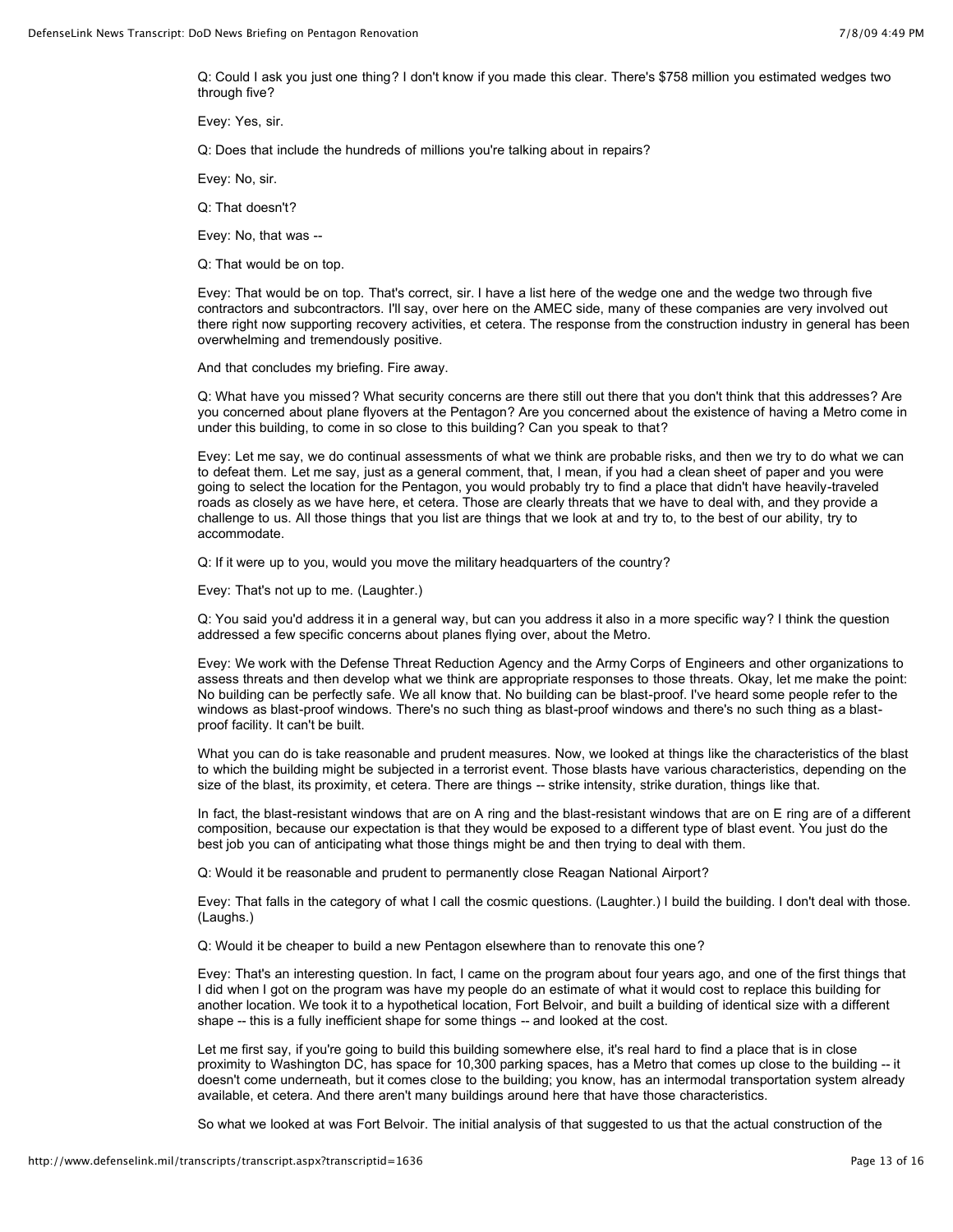Q: Could I ask you just one thing? I don't know if you made this clear. There's $758 million you estimated wedges two through five?

Evey: Yes, sir.

Q: Does that include the hundreds of millions you're talking about in repairs?

Evey: No, sir.

Q: That doesn't?

Evey: No, that was --

Q: That would be on top.

Evey: That would be on top. That's correct, sir. I have a list here of the wedge one and the wedge two through five contractors and subcontractors. I'll say, over here on the AMEC side, many of these companies are very involved out there right now supporting recovery activities, et cetera. The response from the construction industry in general has been overwhelming and tremendously positive.

And that concludes my briefing. Fire away.

Q: What have you missed? What security concerns are there still out there that you don't think that this addresses? Are you concerned about plane flyovers at the Pentagon? Are you concerned about the existence of having a Metro come in under this building, to come in so close to this building? Can you speak to that?

Evey: Let me say, we do continual assessments of what we think are probable risks, and then we try to do what we can to defeat them. Let me say, just as a general comment, that, I mean, if you had a clean sheet of paper and you were going to select the location for the Pentagon, you would probably try to find a place that didn't have heavily-traveled roads as closely as we have here, et cetera. Those are clearly threats that we have to deal with, and they provide a challenge to us. All those things that you list are things that we look at and try to, to the best of our ability, try to accommodate.

Q: If it were up to you, would you move the military headquarters of the country?

Evey: That's not up to me. (Laughter.)

Q: You said you'd address it in a general way, but can you address it also in a more specific way? I think the question addressed a few specific concerns about planes flying over, about the Metro.

Evey: We work with the Defense Threat Reduction Agency and the Army Corps of Engineers and other organizations to assess threats and then develop what we think are appropriate responses to those threats. Okay, let me make the point: No building can be perfectly safe. We all know that. No building can be blast-proof. I've heard some people refer to the windows as blast-proof windows. There's no such thing as blast-proof windows and there's no such thing as a blast-proof facility. It can't be built.

What you can do is take reasonable and prudent measures. Now, we looked at things like the characteristics of the blast to which the building might be subjected in a terrorist event. Those blasts have various characteristics, depending on the size of the blast, its proximity, et cetera. There are things -- strike intensity, strike duration, things like that.

In fact, the blast-resistant windows that are on A ring and the blast-resistant windows that are on E ring are of a different composition, because our expectation is that they would be exposed to a different type of blast event. You just do the best job you can of anticipating what those things might be and then trying to deal with them.

Q: Would it be reasonable and prudent to permanently close Reagan National Airport?

Evey: That falls in the category of what I call the cosmic questions. (Laughter.) I build the building. I don't deal with those. (Laughs.)

Q: Would it be cheaper to build a new Pentagon elsewhere than to renovate this one?

Evey: That's an interesting question. In fact, I came on the program about four years ago, and one of the first things that I did when I got on the program was have my people do an estimate of what it would cost to replace this building for another location. We took it to a hypothetical location, Fort Belvoir, and built a building of identical size with a different shape -- this is a fully inefficient shape for some things -- and looked at the cost.

Let me first say, if you're going to build this building somewhere else, it's real hard to find a place that is in close proximity to Washington DC, has space for 10,300 parking spaces, has a Metro that comes up close to the building -- it doesn't come underneath, but it comes close to the building; you know, has an intermodal transportation system already available, et cetera. And there aren't many buildings around here that have those characteristics.

So what we looked at was Fort Belvoir. The initial analysis of that suggested to us that the actual construction of the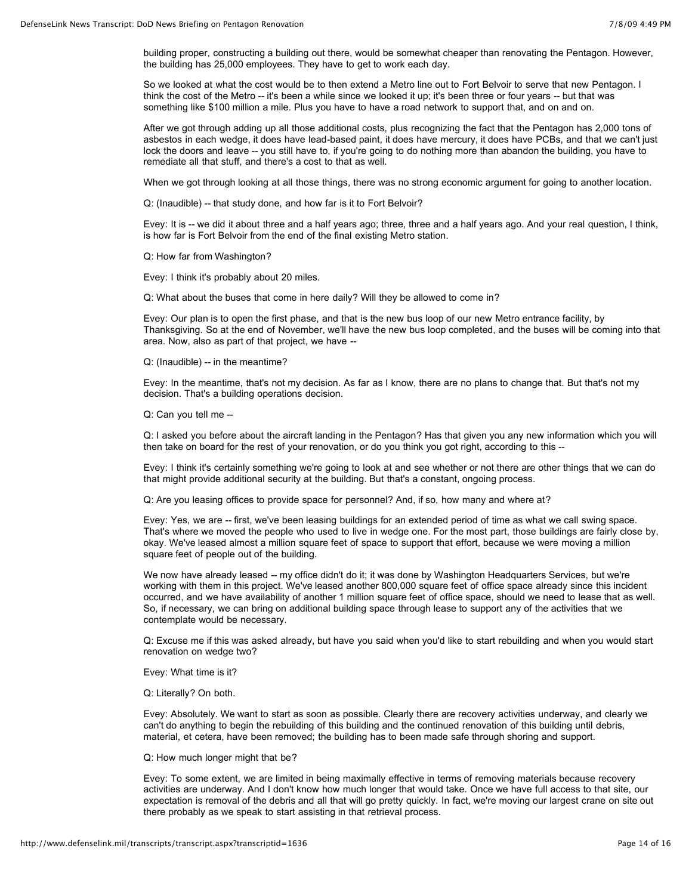building proper, constructing a building out there, would be somewhat cheaper than renovating the Pentagon. However, the building has 25,000 employees. They have to get to work each day.

So we looked at what the cost would be to then extend a Metro line out to Fort Belvoir to serve that new Pentagon. I think the cost of the Metro -- it's been a while since we looked it up; it's been three or four years -- but that was something like $100 million a mile. Plus you have to have a road network to support that, and on and on.

After we got through adding up all those additional costs, plus recognizing the fact that the Pentagon has 2,000 tons of asbestos in each wedge, it does have lead-based paint, it does have mercury, it does have PCBs, and that we can't just lock the doors and leave -- you still have to, if you're going to do nothing more than abandon the building, you have to remediate all that stuff, and there's a cost to that as well.

When we got through looking at all those things, there was no strong economic argument for going to another location.

Q: (Inaudible) -- that study done, and how far is it to Fort Belvoir?

Evey: It is -- we did it about three and a half years ago; three, three and a half years ago. And your real question, I think, is how far is Fort Belvoir from the end of the final existing Metro station.

Q: How far from Washington?

Evey: I think it's probably about 20 miles.

Q: What about the buses that come in here daily? Will they be allowed to come in?

Evey: Our plan is to open the first phase, and that is the new bus loop of our new Metro entrance facility, by Thanksgiving. So at the end of November, we'll have the new bus loop completed, and the buses will be coming into that area. Now, also as part of that project, we have --

Q: (Inaudible) -- in the meantime?

Evey: In the meantime, that's not my decision. As far as I know, there are no plans to change that. But that's not my decision. That's a building operations decision.

Q: Can you tell me --

Q: I asked you before about the aircraft landing in the Pentagon? Has that given you any new information which you will then take on board for the rest of your renovation, or do you think you got right, according to this --

Evey: I think it's certainly something we're going to look at and see whether or not there are other things that we can do that might provide additional security at the building. But that's a constant, ongoing process.

Q: Are you leasing offices to provide space for personnel? And, if so, how many and where at?

Evey: Yes, we are -- first, we've been leasing buildings for an extended period of time as what we call swing space. That's where we moved the people who used to live in wedge one. For the most part, those buildings are fairly close by, okay. We've leased almost a million square feet of space to support that effort, because we were moving a million square feet of people out of the building.

We now have already leased -- my office didn't do it; it was done by Washington Headquarters Services, but we're working with them in this project. We've leased another 800,000 square feet of office space already since this incident occurred, and we have availability of another 1 million square feet of office space, should we need to lease that as well. So, if necessary, we can bring on additional building space through lease to support any of the activities that we contemplate would be necessary.

Q: Excuse me if this was asked already, but have you said when you'd like to start rebuilding and when you would start renovation on wedge two?

Evey: What time is it?

Q: Literally? On both.

Evey: Absolutely. We want to start as soon as possible. Clearly there are recovery activities underway, and clearly we can't do anything to begin the rebuilding of this building and the continued renovation of this building until debris, material, et cetera, have been removed; the building has to been made safe through shoring and support.

Q: How much longer might that be?

Evey: To some extent, we are limited in being maximally effective in terms of removing materials because recovery activities are underway. And I don't know how much longer that would take. Once we have full access to that site, our expectation is removal of the debris and all that will go pretty quickly. In fact, we're moving our largest crane on site out there probably as we speak to start assisting in that retrieval process.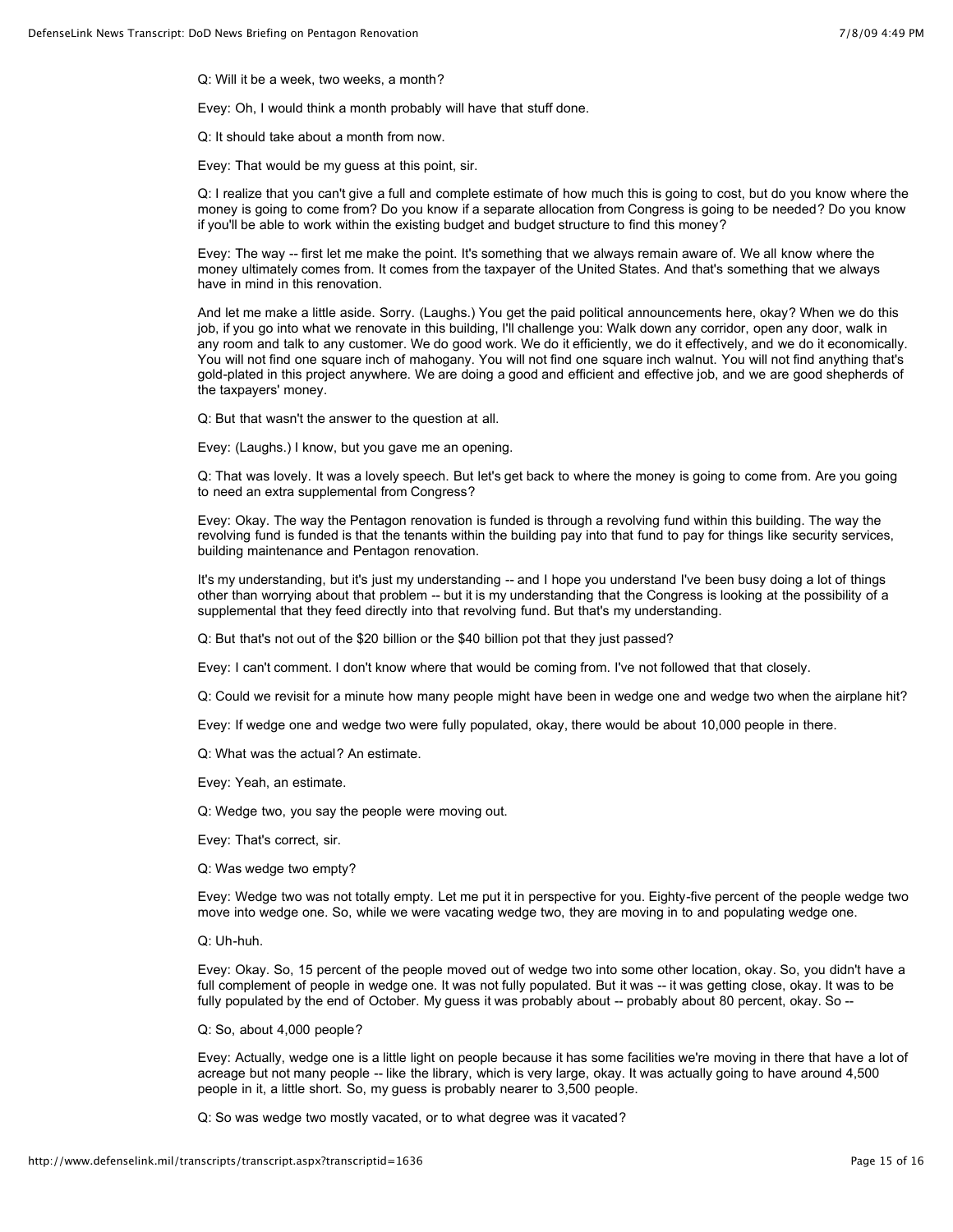Q: Will it be a week, two weeks, a month?

Evey: Oh, I would think a month probably will have that stuff done.

Q: It should take about a month from now.

Evey: That would be my guess at this point, sir.

Q: I realize that you can't give a full and complete estimate of how much this is going to cost, but do you know where the money is going to come from? Do you know if a separate allocation from Congress is going to be needed? Do you know if you'll be able to work within the existing budget and budget structure to find this money?

Evey: The way -- first let me make the point. It's something that we always remain aware of. We all know where the money ultimately comes from. It comes from the taxpayer of the United States. And that's something that we always have in mind in this renovation.

And let me make a little aside. Sorry. (Laughs.) You get the paid political announcements here, okay? When we do this job, if you go into what we renovate in this building, I'll challenge you: Walk down any corridor, open any door, walk in any room and talk to any customer. We do good work. We do it efficiently, we do it effectively, and we do it economically. You will not find one square inch of mahogany. You will not find one square inch walnut. You will not find anything that's gold-plated in this project anywhere. We are doing a good and efficient and effective job, and we are good shepherds of the taxpayers' money.

Q: But that wasn't the answer to the question at all.

Evey: (Laughs.) I know, but you gave me an opening.

Q: That was lovely. It was a lovely speech. But let's get back to where the money is going to come from. Are you going to need an extra supplemental from Congress?

Evey: Okay. The way the Pentagon renovation is funded is through a revolving fund within this building. The way the revolving fund is funded is that the tenants within the building pay into that fund to pay for things like security services, building maintenance and Pentagon renovation.

It's my understanding, but it's just my understanding -- and I hope you understand I've been busy doing a lot of things other than worrying about that problem -- but it is my understanding that the Congress is looking at the possibility of a supplemental that they feed directly into that revolving fund. But that's my understanding.

Q: But that's not out of the $20 billion or the $40 billion pot that they just passed?

Evey: I can't comment. I don't know where that would be coming from. I've not followed that that closely.

Q: Could we revisit for a minute how many people might have been in wedge one and wedge two when the airplane hit?

Evey: If wedge one and wedge two were fully populated, okay, there would be about 10,000 people in there.

Q: What was the actual? An estimate.

Evey: Yeah, an estimate.

Q: Wedge two, you say the people were moving out.

Evey: That's correct, sir.

Q: Was wedge two empty?

Evey: Wedge two was not totally empty. Let me put it in perspective for you. Eighty-five percent of the people wedge two move into wedge one. So, while we were vacating wedge two, they are moving in to and populating wedge one.

Q: Uh-huh.

Evey: Okay. So, 15 percent of the people moved out of wedge two into some other location, okay. So, you didn't have a full complement of people in wedge one. It was not fully populated. But it was -- it was getting close, okay. It was to be fully populated by the end of October. My guess it was probably about -- probably about 80 percent, okay. So --

Q: So, about 4,000 people?

Evey: Actually, wedge one is a little light on people because it has some facilities we're moving in there that have a lot of acreage but not many people -- like the library, which is very large, okay. It was actually going to have around 4,500 people in it, a little short. So, my guess is probably nearer to 3,500 people.

Q: So was wedge two mostly vacated, or to what degree was it vacated?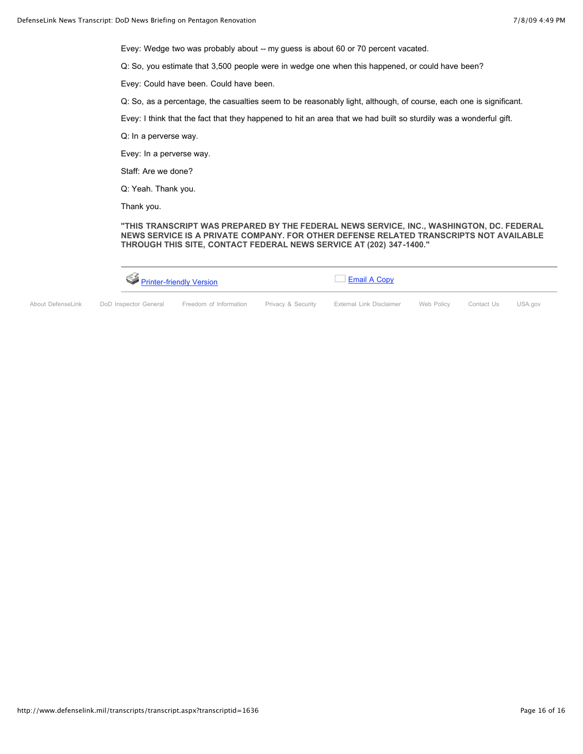Evey: Wedge two was probably about -- my guess is about 60 or 70 percent vacated.

Q: So, you estimate that 3,500 people were in wedge one when this happened, or could have been?

Evey: Could have been. Could have been.

Q: So, as a percentage, the casualties seem to be reasonably light, although, of course, each one is significant.

Evey: I think that the fact that they happened to hit an area that we had built so sturdily was a wonderful gift.

Q: In a perverse way.

Evey: In a perverse way.

Staff: Are we done?

Q: Yeah. Thank you.

Thank you.

**"THIS TRANSCRIPT WAS PREPARED BY THE FEDERAL NEWS SERVICE, INC., WASHINGTON, DC. FEDERAL NEWS SERVICE IS A PRIVATE COMPANY. FOR OTHER DEFENSE RELATED TRANSCRIPTS NOT AVAILABLE THROUGH THIS SITE, CONTACT FEDERAL NEWS SERVICE AT (202) 347-1400."**

---

Printer-friendly Version    Email A Copy

---

About DefenseLink | DoD Inspector General | Freedom of Information | Privacy & Security | External Link Disclaimer | Web Policy | Contact Us | USA.gov